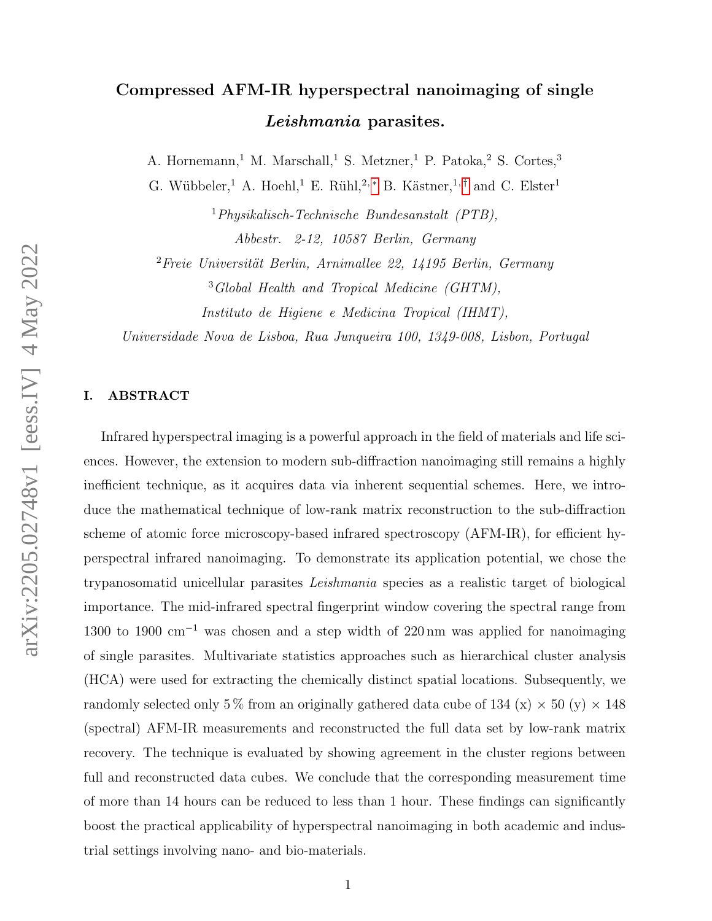# Compressed AFM-IR hyperspectral nanoimaging of single *Leishmania* parasites.

A. Hornemann,[1] M. Marschall,[1] S. Metzner,[1] P. Patoka,[2] S. Cortes,[3] G. Wübbeler,[1] A. Hoehl,[1] E. Rühl,[2,*] B. Kästner,[1,†] and C. Elster[1]

[1]*Physikalisch-Technische Bundesanstalt (PTB), Abbestr. 2-12, 10587 Berlin, Germany*

[2]*Freie Universität Berlin, Arnimallee 22, 14195 Berlin, Germany*

[3]*Global Health and Tropical Medicine (GHTM), Instituto de Higiene e Medicina Tropical (IHMT), Universidade Nova de Lisboa, Rua Junqueira 100, 1349-008, Lisbon, Portugal*

## I. ABSTRACT

Infrared hyperspectral imaging is a powerful approach in the field of materials and life sciences. However, the extension to modern sub-diffraction nanoimaging still remains a highly inefficient technique, as it acquires data via inherent sequential schemes. Here, we introduce the mathematical technique of low-rank matrix reconstruction to the sub-diffraction scheme of atomic force microscopy-based infrared spectroscopy (AFM-IR), for efficient hyperspectral infrared nanoimaging. To demonstrate its application potential, we chose the trypanosomatid unicellular parasites *Leishmania* species as a realistic target of biological importance. The mid-infrared spectral fingerprint window covering the spectral range from 1300 to 1900 cm$^{-1}$ was chosen and a step width of 220 nm was applied for nanoimaging of single parasites. Multivariate statistics approaches such as hierarchical cluster analysis (HCA) were used for extracting the chemically distinct spatial locations. Subsequently, we randomly selected only 5 % from an originally gathered data cube of 134 (x) $\times$ 50 (y) $\times$ 148 (spectral) AFM-IR measurements and reconstructed the full data set by low-rank matrix recovery. The technique is evaluated by showing agreement in the cluster regions between full and reconstructed data cubes. We conclude that the corresponding measurement time of more than 14 hours can be reduced to less than 1 hour. These findings can significantly boost the practical applicability of hyperspectral nanoimaging in both academic and industrial settings involving nano- and bio-materials.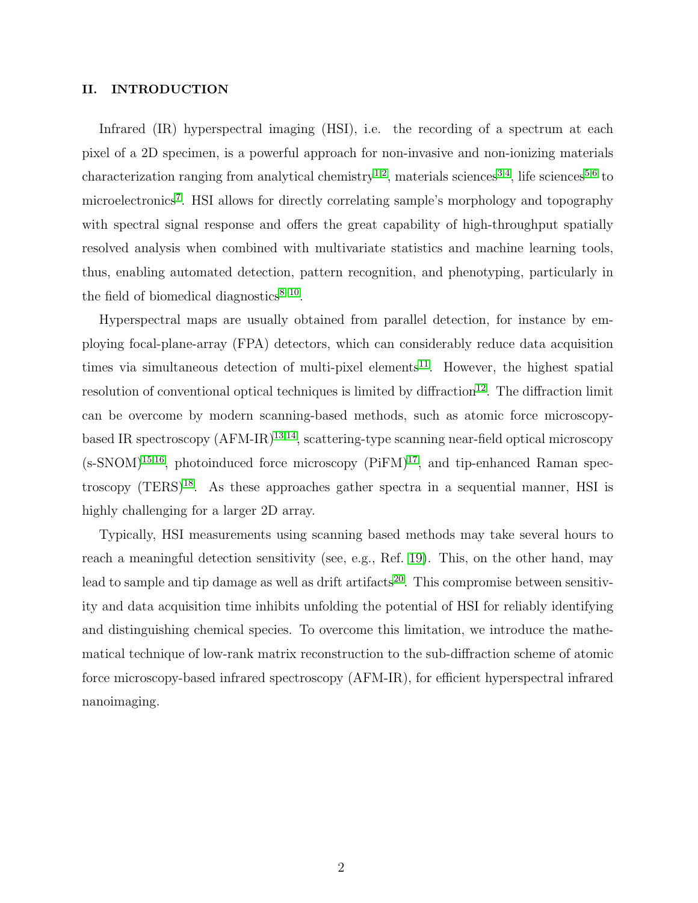## II. INTRODUCTION

Infrared (IR) hyperspectral imaging (HSI), i.e. the recording of a spectrum at each pixel of a 2D specimen, is a powerful approach for non-invasive and non-ionizing materials characterization ranging from analytical chemistry[1,2], materials sciences[3,4], life sciences[5,6] to microelectronics[7]. HSI allows for directly correlating sample's morphology and topography with spectral signal response and offers the great capability of high-throughput spatially resolved analysis when combined with multivariate statistics and machine learning tools, thus, enabling automated detection, pattern recognition, and phenotyping, particularly in the field of biomedical diagnostics[8–10].

Hyperspectral maps are usually obtained from parallel detection, for instance by employing focal-plane-array (FPA) detectors, which can considerably reduce data acquisition times via simultaneous detection of multi-pixel elements[11]. However, the highest spatial resolution of conventional optical techniques is limited by diffraction[12]. The diffraction limit can be overcome by modern scanning-based methods, such as atomic force microscopy-based IR spectroscopy (AFM-IR)[13,14], scattering-type scanning near-field optical microscopy (s-SNOM)[15,16], photoinduced force microscopy (PiFM)[17], and tip-enhanced Raman spectroscopy (TERS)[18]. As these approaches gather spectra in a sequential manner, HSI is highly challenging for a larger 2D array.

Typically, HSI measurements using scanning based methods may take several hours to reach a meaningful detection sensitivity (see, e.g., Ref. 19). This, on the other hand, may lead to sample and tip damage as well as drift artifacts[20]. This compromise between sensitivity and data acquisition time inhibits unfolding the potential of HSI for reliably identifying and distinguishing chemical species. To overcome this limitation, we introduce the mathematical technique of low-rank matrix reconstruction to the sub-diffraction scheme of atomic force microscopy-based infrared spectroscopy (AFM-IR), for efficient hyperspectral infrared nanoimaging.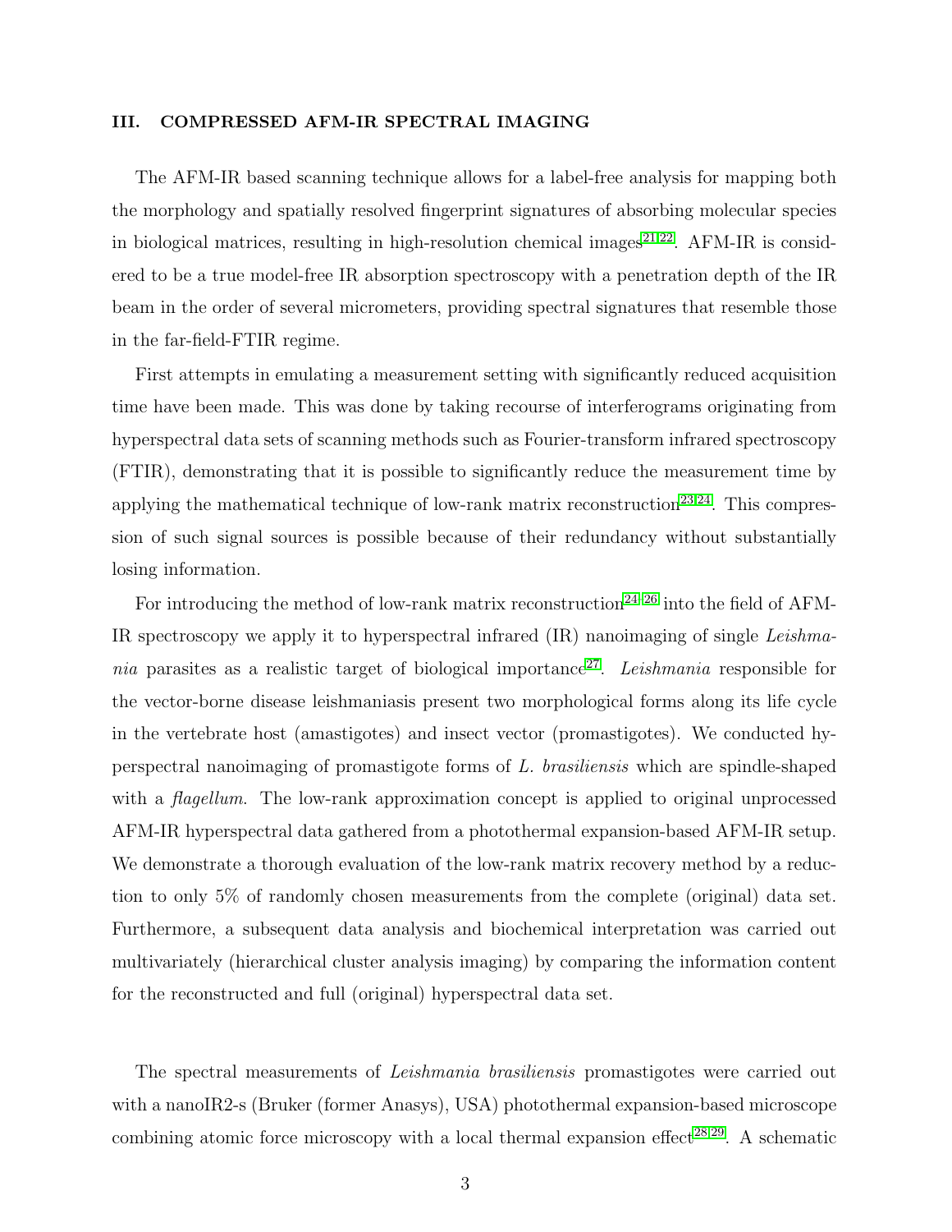## III. COMPRESSED AFM-IR SPECTRAL IMAGING

The AFM-IR based scanning technique allows for a label-free analysis for mapping both the morphology and spatially resolved fingerprint signatures of absorbing molecular species in biological matrices, resulting in high-resolution chemical images[21,22]. AFM-IR is considered to be a true model-free IR absorption spectroscopy with a penetration depth of the IR beam in the order of several micrometers, providing spectral signatures that resemble those in the far-field-FTIR regime.

First attempts in emulating a measurement setting with significantly reduced acquisition time have been made. This was done by taking recourse of interferograms originating from hyperspectral data sets of scanning methods such as Fourier-transform infrared spectroscopy (FTIR), demonstrating that it is possible to significantly reduce the measurement time by applying the mathematical technique of low-rank matrix reconstruction[23,24]. This compression of such signal sources is possible because of their redundancy without substantially losing information.

For introducing the method of low-rank matrix reconstruction[24–26] into the field of AFM-IR spectroscopy we apply it to hyperspectral infrared (IR) nanoimaging of single *Leishmania* parasites as a realistic target of biological importance[27]. *Leishmania* responsible for the vector-borne disease leishmaniasis present two morphological forms along its life cycle in the vertebrate host (amastigotes) and insect vector (promastigotes). We conducted hyperspectral nanoimaging of promastigote forms of *L. brasiliensis* which are spindle-shaped with a *flagellum*. The low-rank approximation concept is applied to original unprocessed AFM-IR hyperspectral data gathered from a photothermal expansion-based AFM-IR setup. We demonstrate a thorough evaluation of the low-rank matrix recovery method by a reduction to only 5% of randomly chosen measurements from the complete (original) data set. Furthermore, a subsequent data analysis and biochemical interpretation was carried out multivariately (hierarchical cluster analysis imaging) by comparing the information content for the reconstructed and full (original) hyperspectral data set.

The spectral measurements of *Leishmania brasiliensis* promastigotes were carried out with a nanoIR2-s (Bruker (former Anasys), USA) photothermal expansion-based microscope combining atomic force microscopy with a local thermal expansion effect[28,29]. A schematic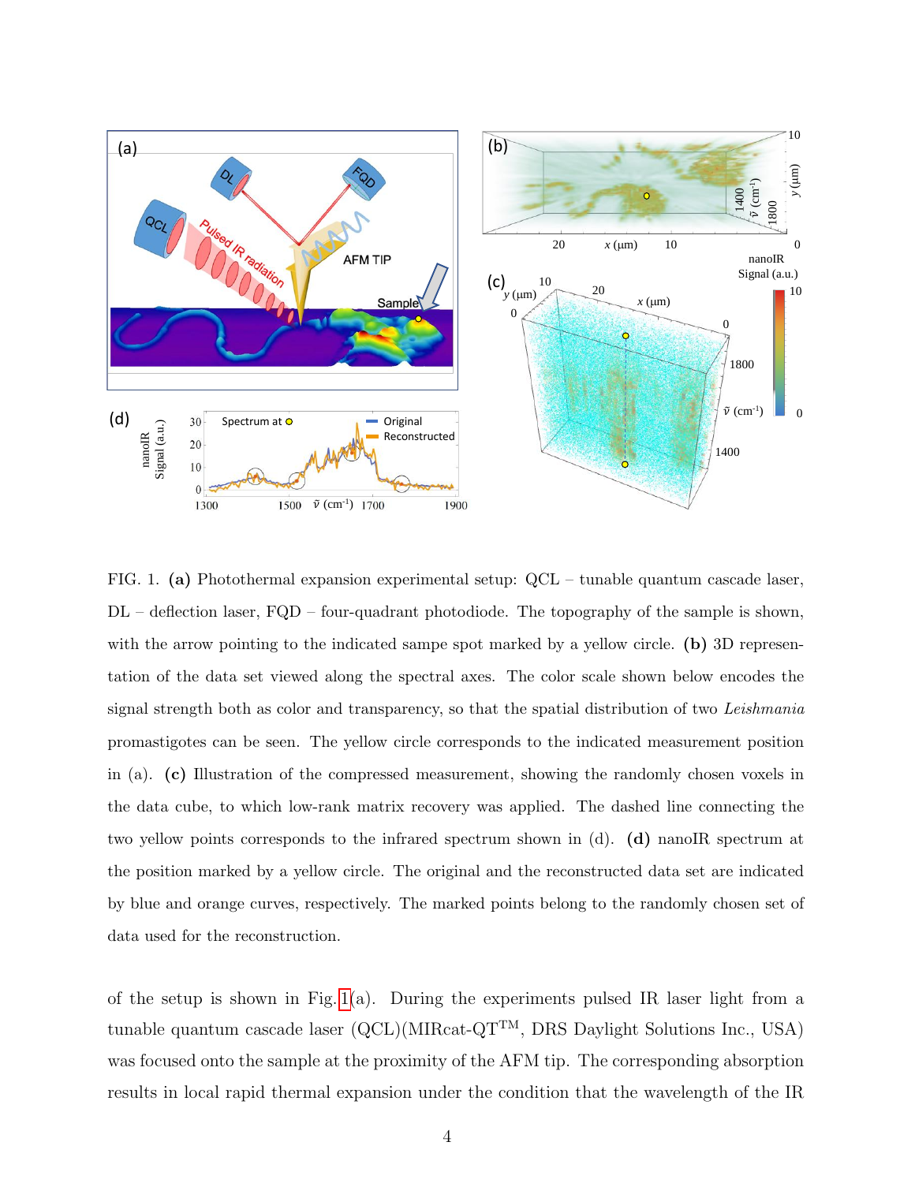FIG. 1. **(a)** Photothermal expansion experimental setup: QCL – tunable quantum cascade laser, DL – deflection laser, FQD – four-quadrant photodiode. The topography of the sample is shown, with the arrow pointing to the indicated sampe spot marked by a yellow circle. **(b)** 3D representation of the data set viewed along the spectral axes. The color scale shown below encodes the signal strength both as color and transparency, so that the spatial distribution of two *Leishmania* promastigotes can be seen. The yellow circle corresponds to the indicated measurement position in (a). **(c)** Illustration of the compressed measurement, showing the randomly chosen voxels in the data cube, to which low-rank matrix recovery was applied. The dashed line connecting the two yellow points corresponds to the infrared spectrum shown in (d). **(d)** nanoIR spectrum at the position marked by a yellow circle. The original and the reconstructed data set are indicated by blue and orange curves, respectively. The marked points belong to the randomly chosen set of data used for the reconstruction.

of the setup is shown in Fig. 1(a). During the experiments pulsed IR laser light from a tunable quantum cascade laser (QCL)(MIRcat-QT$^{\text{TM}}$, DRS Daylight Solutions Inc., USA) was focused onto the sample at the proximity of the AFM tip. The corresponding absorption results in local rapid thermal expansion under the condition that the wavelength of the IR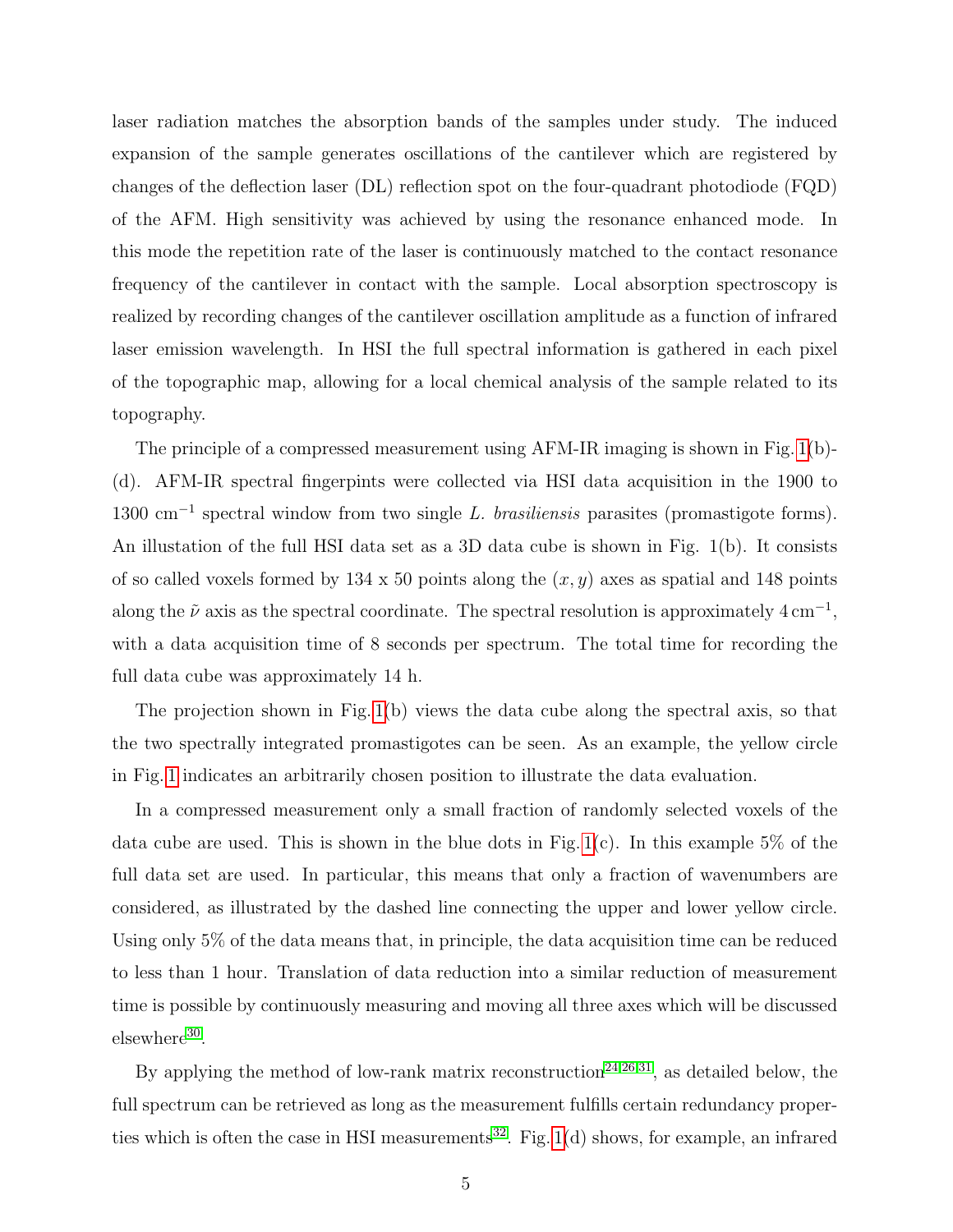laser radiation matches the absorption bands of the samples under study. The induced expansion of the sample generates oscillations of the cantilever which are registered by changes of the deflection laser (DL) reflection spot on the four-quadrant photodiode (FQD) of the AFM. High sensitivity was achieved by using the resonance enhanced mode. In this mode the repetition rate of the laser is continuously matched to the contact resonance frequency of the cantilever in contact with the sample. Local absorption spectroscopy is realized by recording changes of the cantilever oscillation amplitude as a function of infrared laser emission wavelength. In HSI the full spectral information is gathered in each pixel of the topographic map, allowing for a local chemical analysis of the sample related to its topography.

The principle of a compressed measurement using AFM-IR imaging is shown in Fig. 1(b)-(d). AFM-IR spectral fingerpints were collected via HSI data acquisition in the 1900 to 1300 cm$^{-1}$ spectral window from two single *L. brasiliensis* parasites (promastigote forms). An illustation of the full HSI data set as a 3D data cube is shown in Fig. 1(b). It consists of so called voxels formed by 134 x 50 points along the $(x, y)$ axes as spatial and 148 points along the $\tilde{\nu}$ axis as the spectral coordinate. The spectral resolution is approximately $4\,\mathrm{cm}^{-1}$, with a data acquisition time of 8 seconds per spectrum. The total time for recording the full data cube was approximately 14 h.

The projection shown in Fig. 1(b) views the data cube along the spectral axis, so that the two spectrally integrated promastigotes can be seen. As an example, the yellow circle in Fig. 1 indicates an arbitrarily chosen position to illustrate the data evaluation.

In a compressed measurement only a small fraction of randomly selected voxels of the data cube are used. This is shown in the blue dots in Fig. 1(c). In this example 5% of the full data set are used. In particular, this means that only a fraction of wavenumbers are considered, as illustrated by the dashed line connecting the upper and lower yellow circle. Using only 5% of the data means that, in principle, the data acquisition time can be reduced to less than 1 hour. Translation of data reduction into a similar reduction of measurement time is possible by continuously measuring and moving all three axes which will be discussed elsewhere[30].

By applying the method of low-rank matrix reconstruction[24,26,31], as detailed below, the full spectrum can be retrieved as long as the measurement fulfills certain redundancy properties which is often the case in HSI measurements[32]. Fig. 1(d) shows, for example, an infrared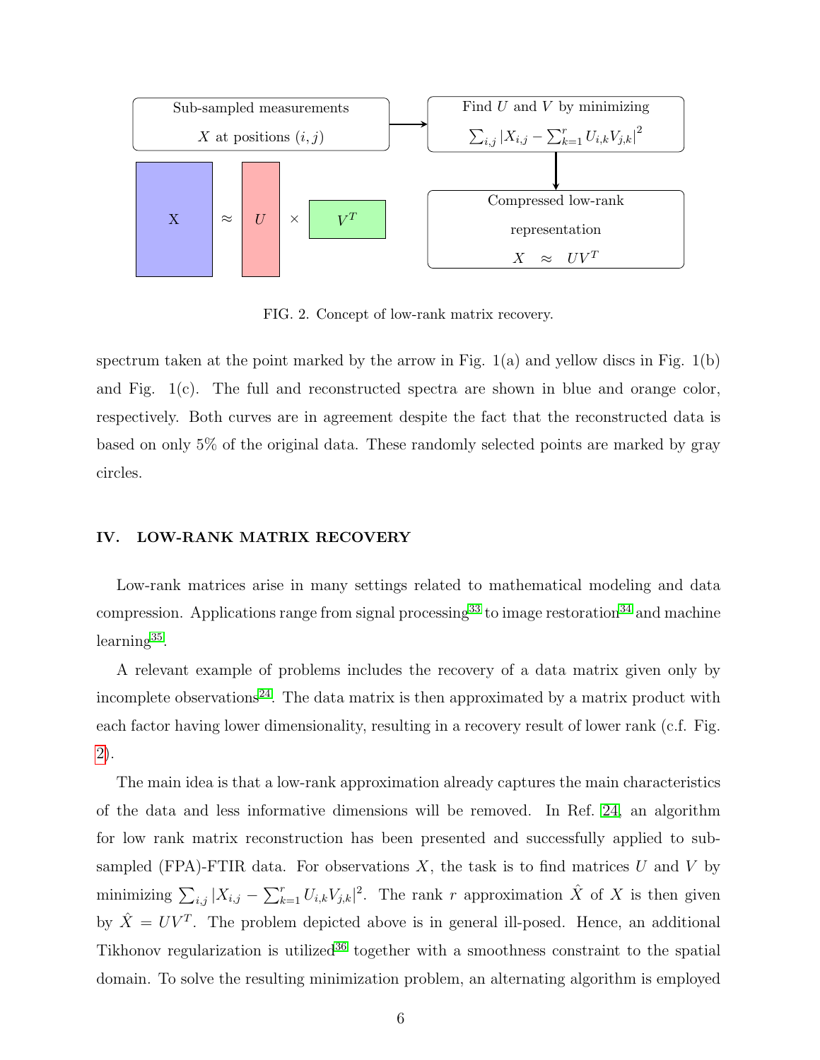FIG. 2. Concept of low-rank matrix recovery.

spectrum taken at the point marked by the arrow in Fig. 1(a) and yellow discs in Fig. 1(b) and Fig. 1(c). The full and reconstructed spectra are shown in blue and orange color, respectively. Both curves are in agreement despite the fact that the reconstructed data is based on only 5% of the original data. These randomly selected points are marked by gray circles.

## IV. LOW-RANK MATRIX RECOVERY

Low-rank matrices arise in many settings related to mathematical modeling and data compression. Applications range from signal processing[33] to image restoration[34] and machine learning[35].

A relevant example of problems includes the recovery of a data matrix given only by incomplete observations[24]. The data matrix is then approximated by a matrix product with each factor having lower dimensionality, resulting in a recovery result of lower rank (c.f. Fig. 2).

The main idea is that a low-rank approximation already captures the main characteristics of the data and less informative dimensions will be removed. In Ref. 24, an algorithm for low rank matrix reconstruction has been presented and successfully applied to sub-sampled (FPA)-FTIR data. For observations $X$, the task is to find matrices $U$ and $V$ by minimizing $\sum_{i,j} |X_{i,j} - \sum_{k=1}^{r} U_{i,k}V_{j,k}|^2$. The rank $r$ approximation $\hat{X}$ of $X$ is then given by $\hat{X} = UV^T$. The problem depicted above is in general ill-posed. Hence, an additional Tikhonov regularization is utilized[36] together with a smoothness constraint to the spatial domain. To solve the resulting minimization problem, an alternating algorithm is employed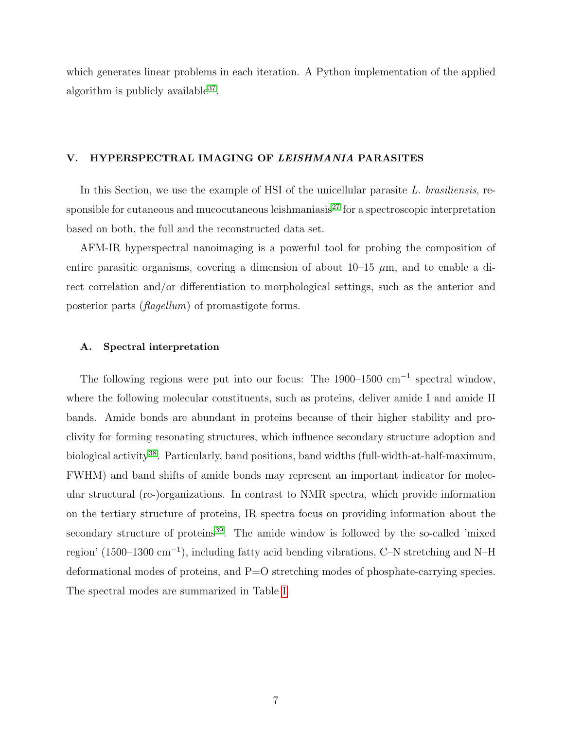which generates linear problems in each iteration. A Python implementation of the applied algorithm is publicly available[37].

## V. HYPERSPECTRAL IMAGING OF *LEISHMANIA* PARASITES

In this Section, we use the example of HSI of the unicellular parasite *L. brasiliensis*, responsible for cutaneous and mucocutaneous leishmaniasis[27] for a spectroscopic interpretation based on both, the full and the reconstructed data set.

AFM-IR hyperspectral nanoimaging is a powerful tool for probing the composition of entire parasitic organisms, covering a dimension of about 10–15 $\mu$m, and to enable a direct correlation and/or differentiation to morphological settings, such as the anterior and posterior parts (*flagellum*) of promastigote forms.

### A. Spectral interpretation

The following regions were put into our focus: The 1900–1500 cm$^{-1}$ spectral window, where the following molecular constituents, such as proteins, deliver amide I and amide II bands. Amide bonds are abundant in proteins because of their higher stability and proclivity for forming resonating structures, which influence secondary structure adoption and biological activity[38]. Particularly, band positions, band widths (full-width-at-half-maximum, FWHM) and band shifts of amide bonds may represent an important indicator for molecular structural (re-)organizations. In contrast to NMR spectra, which provide information on the tertiary structure of proteins, IR spectra focus on providing information about the secondary structure of proteins[39]. The amide window is followed by the so-called 'mixed region' (1500–1300 cm$^{-1}$), including fatty acid bending vibrations, C–N stretching and N–H deformational modes of proteins, and P=O stretching modes of phosphate-carrying species. The spectral modes are summarized in Table I.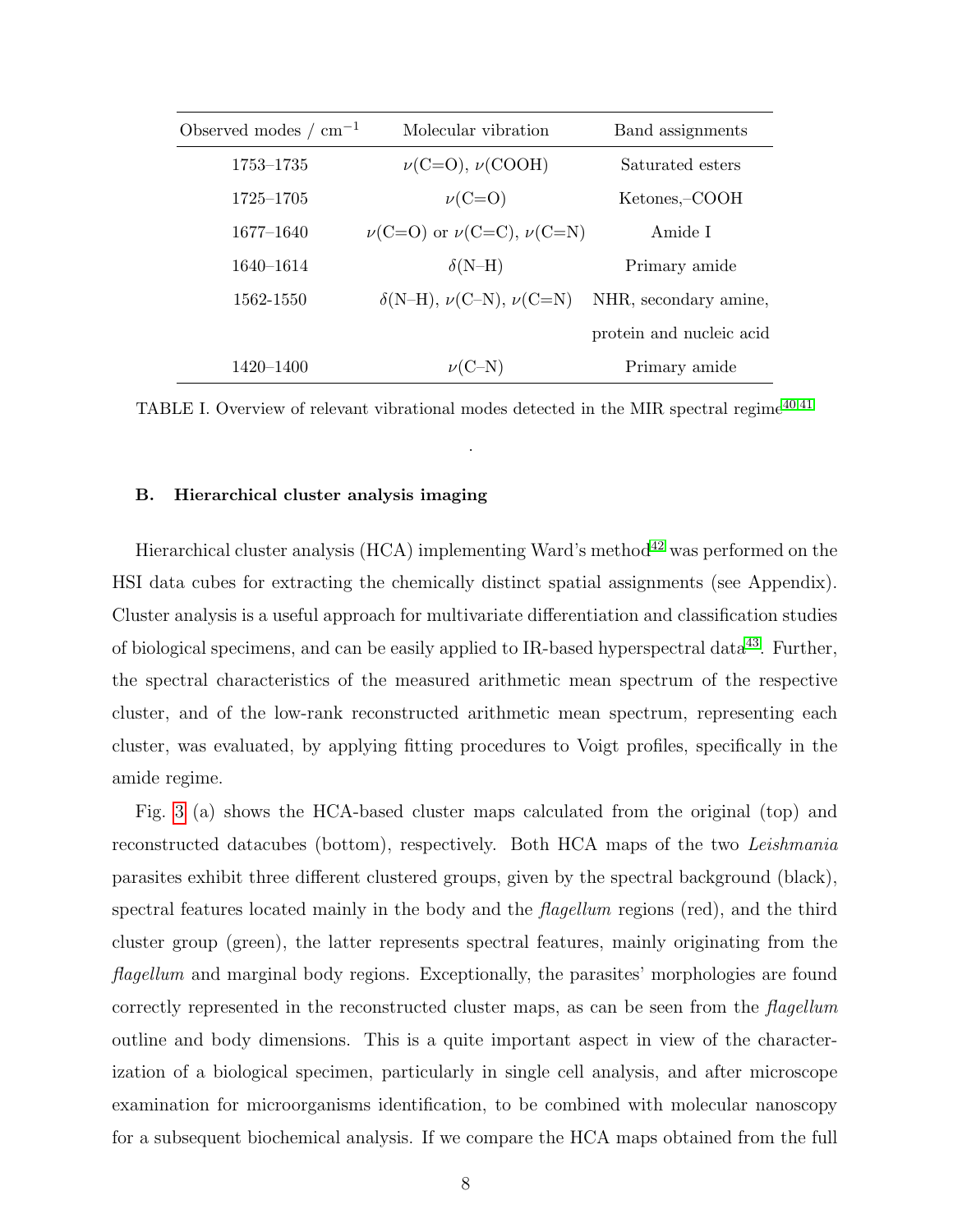| Observed modes / $cm^{-1}$ | Molecular vibration | Band assignments |
|---|---|---|
| 1753–1735 | $\nu$(C=O), $\nu$(COOH) | Saturated esters |
| 1725–1705 | $\nu$(C=O) | Ketones,–COOH |
| 1677–1640 | $\nu$(C=O) or $\nu$(C=C), $\nu$(C=N) | Amide I |
| 1640–1614 | $\delta$(N–H) | Primary amide |
| 1562-1550 | $\delta$(N–H), $\nu$(C–N), $\nu$(C=N) | NHR, secondary amine, protein and nucleic acid |
| 1420–1400 | $\nu$(C–N) | Primary amide |

TABLE I. Overview of relevant vibrational modes detected in the MIR spectral regime[40,41]

.

### B. Hierarchical cluster analysis imaging

Hierarchical cluster analysis (HCA) implementing Ward's method[42] was performed on the HSI data cubes for extracting the chemically distinct spatial assignments (see Appendix). Cluster analysis is a useful approach for multivariate differentiation and classification studies of biological specimens, and can be easily applied to IR-based hyperspectral data[43]. Further, the spectral characteristics of the measured arithmetic mean spectrum of the respective cluster, and of the low-rank reconstructed arithmetic mean spectrum, representing each cluster, was evaluated, by applying fitting procedures to Voigt profiles, specifically in the amide regime.

Fig. 3 (a) shows the HCA-based cluster maps calculated from the original (top) and reconstructed datacubes (bottom), respectively. Both HCA maps of the two *Leishmania* parasites exhibit three different clustered groups, given by the spectral background (black), spectral features located mainly in the body and the *flagellum* regions (red), and the third cluster group (green), the latter represents spectral features, mainly originating from the *flagellum* and marginal body regions. Exceptionally, the parasites' morphologies are found correctly represented in the reconstructed cluster maps, as can be seen from the *flagellum* outline and body dimensions. This is a quite important aspect in view of the characterization of a biological specimen, particularly in single cell analysis, and after microscope examination for microorganisms identification, to be combined with molecular nanoscopy for a subsequent biochemical analysis. If we compare the HCA maps obtained from the full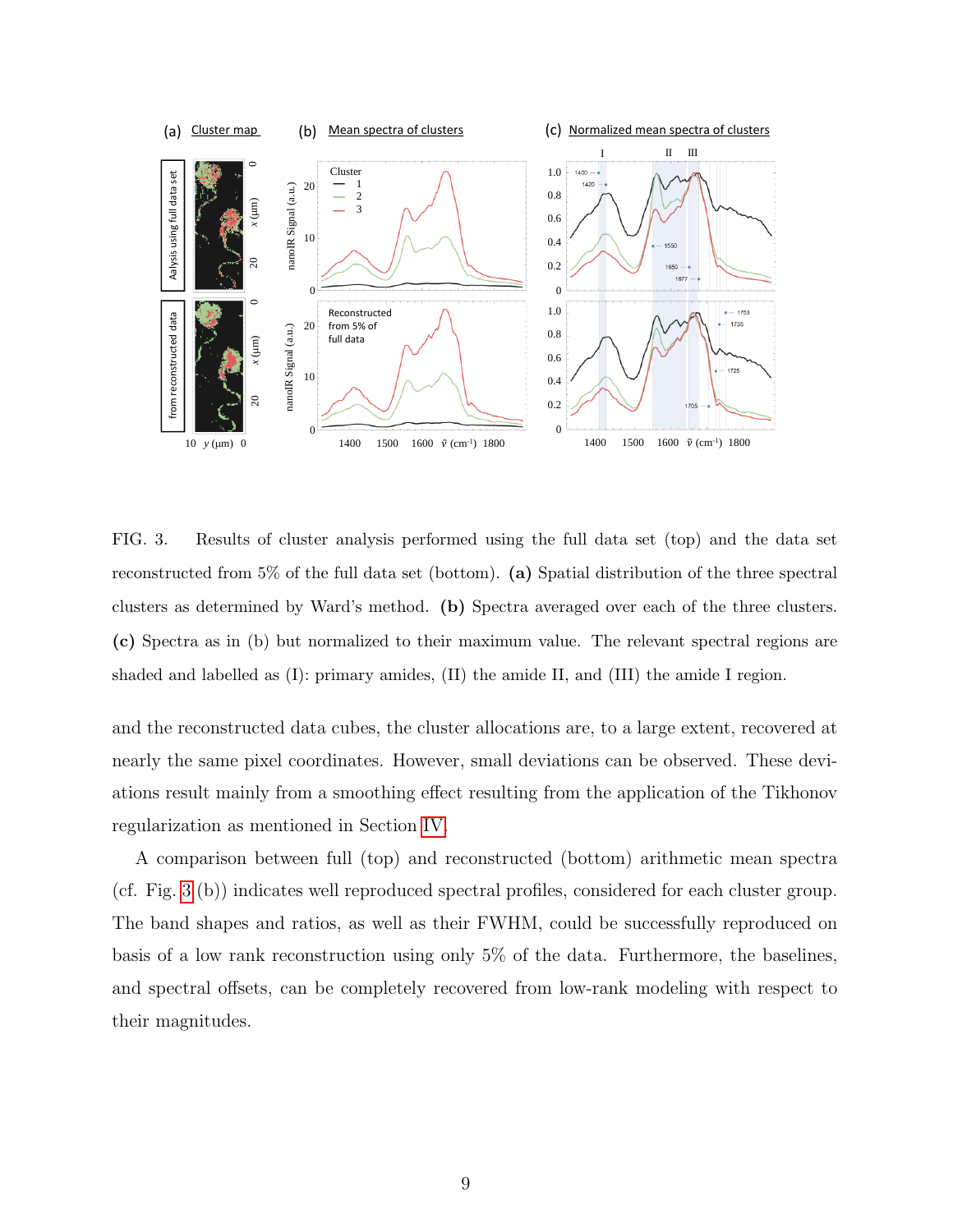FIG. 3. Results of cluster analysis performed using the full data set (top) and the data set reconstructed from 5% of the full data set (bottom). **(a)** Spatial distribution of the three spectral clusters as determined by Ward's method. **(b)** Spectra averaged over each of the three clusters. **(c)** Spectra as in (b) but normalized to their maximum value. The relevant spectral regions are shaded and labelled as (I): primary amides, (II) the amide II, and (III) the amide I region.

and the reconstructed data cubes, the cluster allocations are, to a large extent, recovered at nearly the same pixel coordinates. However, small deviations can be observed. These deviations result mainly from a smoothing effect resulting from the application of the Tikhonov regularization as mentioned in Section IV.

A comparison between full (top) and reconstructed (bottom) arithmetic mean spectra (cf. Fig. 3 (b)) indicates well reproduced spectral profiles, considered for each cluster group. The band shapes and ratios, as well as their FWHM, could be successfully reproduced on basis of a low rank reconstruction using only 5% of the data. Furthermore, the baselines, and spectral offsets, can be completely recovered from low-rank modeling with respect to their magnitudes.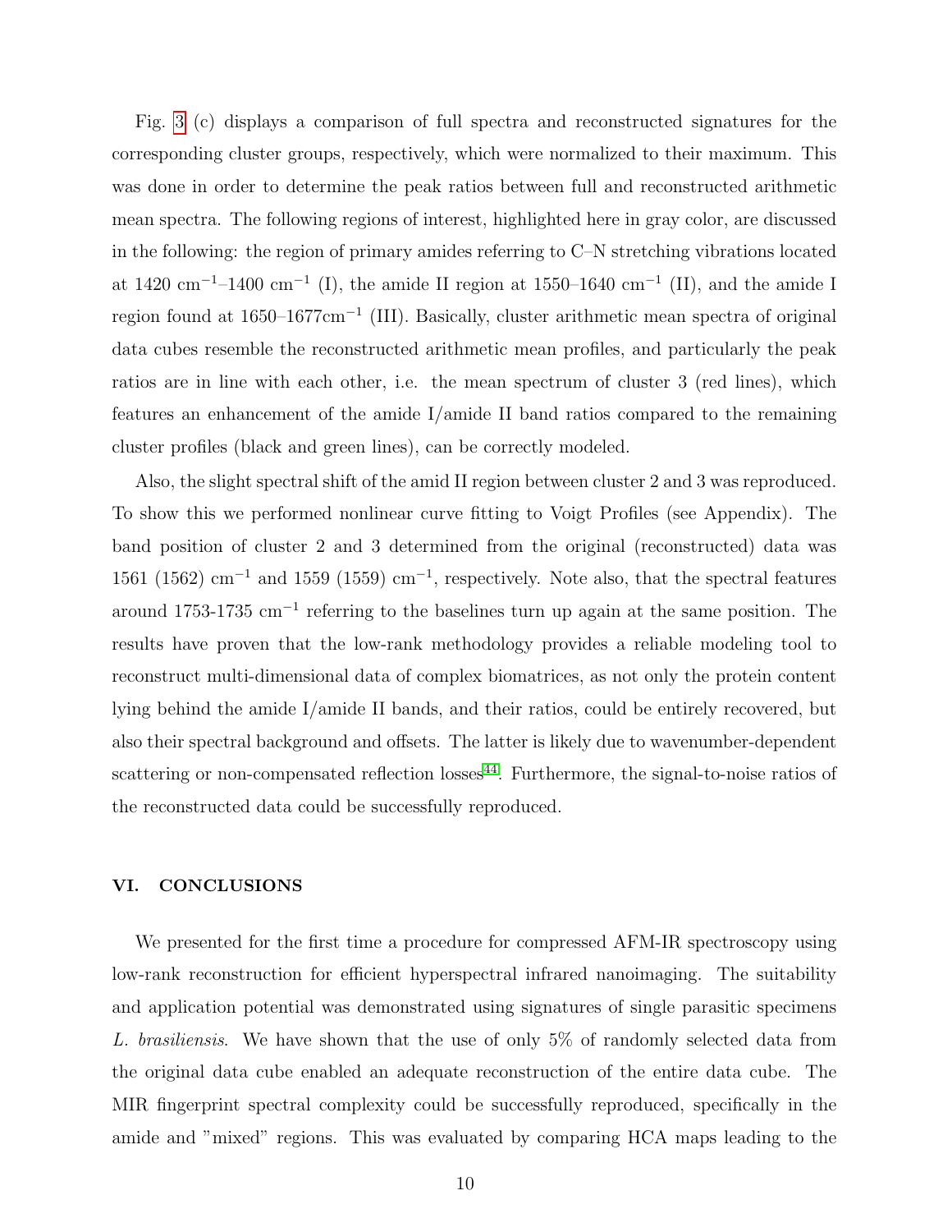Fig. 3 (c) displays a comparison of full spectra and reconstructed signatures for the corresponding cluster groups, respectively, which were normalized to their maximum. This was done in order to determine the peak ratios between full and reconstructed arithmetic mean spectra. The following regions of interest, highlighted here in gray color, are discussed in the following: the region of primary amides referring to C–N stretching vibrations located at 1420 $cm^{-1}$–1400 $cm^{-1}$ (I), the amide II region at 1550–1640 $cm^{-1}$ (II), and the amide I region found at 1650–1677$cm^{-1}$ (III). Basically, cluster arithmetic mean spectra of original data cubes resemble the reconstructed arithmetic mean profiles, and particularly the peak ratios are in line with each other, i.e. the mean spectrum of cluster 3 (red lines), which features an enhancement of the amide I/amide II band ratios compared to the remaining cluster profiles (black and green lines), can be correctly modeled.

Also, the slight spectral shift of the amid II region between cluster 2 and 3 was reproduced. To show this we performed nonlinear curve fitting to Voigt Profiles (see Appendix). The band position of cluster 2 and 3 determined from the original (reconstructed) data was 1561 (1562) $cm^{-1}$ and 1559 (1559) $cm^{-1}$, respectively. Note also, that the spectral features around 1753-1735 $cm^{-1}$ referring to the baselines turn up again at the same position. The results have proven that the low-rank methodology provides a reliable modeling tool to reconstruct multi-dimensional data of complex biomatrices, as not only the protein content lying behind the amide I/amide II bands, and their ratios, could be entirely recovered, but also their spectral background and offsets. The latter is likely due to wavenumber-dependent scattering or non-compensated reflection losses[44]. Furthermore, the signal-to-noise ratios of the reconstructed data could be successfully reproduced.

## VI. CONCLUSIONS

We presented for the first time a procedure for compressed AFM-IR spectroscopy using low-rank reconstruction for efficient hyperspectral infrared nanoimaging. The suitability and application potential was demonstrated using signatures of single parasitic specimens *L. brasiliensis*. We have shown that the use of only 5% of randomly selected data from the original data cube enabled an adequate reconstruction of the entire data cube. The MIR fingerprint spectral complexity could be successfully reproduced, specifically in the amide and "mixed" regions. This was evaluated by comparing HCA maps leading to the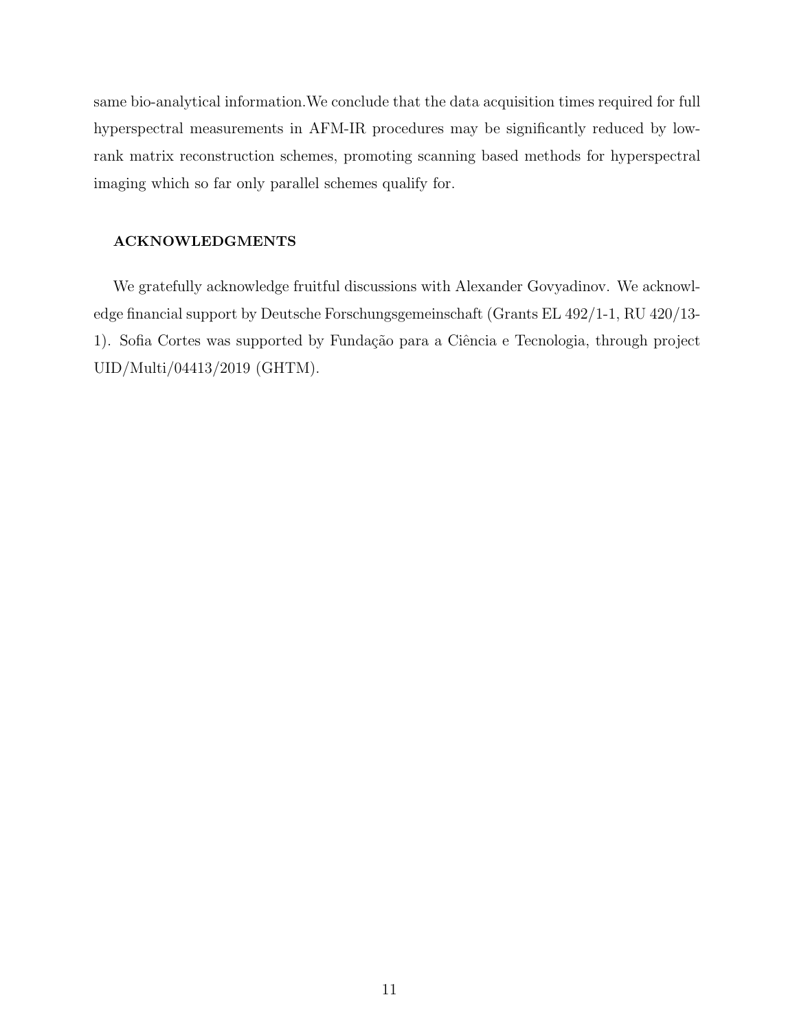same bio-analytical information.We conclude that the data acquisition times required for full hyperspectral measurements in AFM-IR procedures may be significantly reduced by low-rank matrix reconstruction schemes, promoting scanning based methods for hyperspectral imaging which so far only parallel schemes qualify for.

## ACKNOWLEDGMENTS

We gratefully acknowledge fruitful discussions with Alexander Govyadinov. We acknowledge financial support by Deutsche Forschungsgemeinschaft (Grants EL 492/1-1, RU 420/13-1). Sofia Cortes was supported by Fundação para a Ciência e Tecnologia, through project UID/Multi/04413/2019 (GHTM).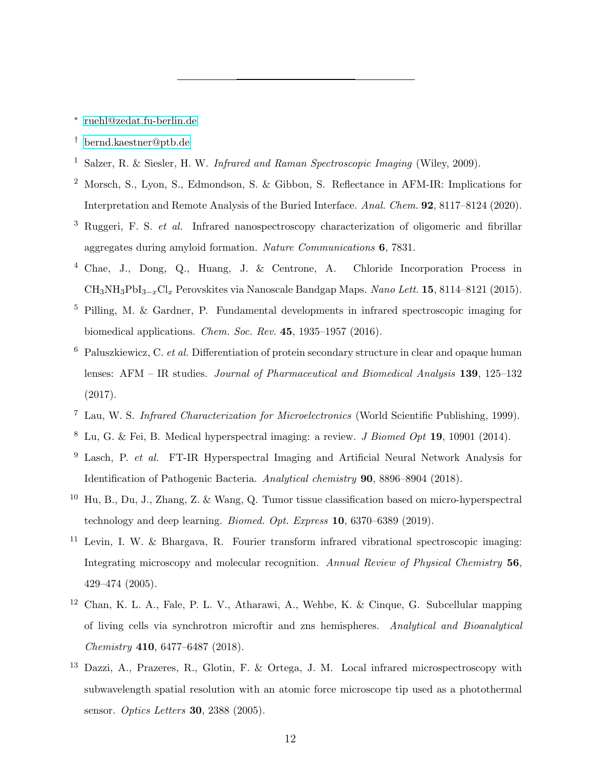---

* ruehl@zedat.fu-berlin.de

† bernd.kaestner@ptb.de

[1] Salzer, R. & Siesler, H. W. *Infrared and Raman Spectroscopic Imaging* (Wiley, 2009).

[2] Morsch, S., Lyon, S., Edmondson, S. & Gibbon, S. Reflectance in AFM-IR: Implications for Interpretation and Remote Analysis of the Buried Interface. *Anal. Chem.* **92**, 8117–8124 (2020).

[3] Ruggeri, F. S. *et al.* Infrared nanospectroscopy characterization of oligomeric and fibrillar aggregates during amyloid formation. *Nature Communications* **6**, 7831.

[4] Chae, J., Dong, Q., Huang, J. & Centrone, A. Chloride Incorporation Process in $CH_3NH_3PbI_{3-x}Cl_x$ Perovskites via Nanoscale Bandgap Maps. *Nano Lett.* **15**, 8114–8121 (2015).

[5] Pilling, M. & Gardner, P. Fundamental developments in infrared spectroscopic imaging for biomedical applications. *Chem. Soc. Rev.* **45**, 1935–1957 (2016).

[6] Paluszkiewicz, C. *et al.* Differentiation of protein secondary structure in clear and opaque human lenses: AFM – IR studies. *Journal of Pharmaceutical and Biomedical Analysis* **139**, 125–132 (2017).

[7] Lau, W. S. *Infrared Characterization for Microelectronics* (World Scientific Publishing, 1999).

[8] Lu, G. & Fei, B. Medical hyperspectral imaging: a review. *J Biomed Opt* **19**, 10901 (2014).

[9] Lasch, P. *et al.* FT-IR Hyperspectral Imaging and Artificial Neural Network Analysis for Identification of Pathogenic Bacteria. *Analytical chemistry* **90**, 8896–8904 (2018).

[10] Hu, B., Du, J., Zhang, Z. & Wang, Q. Tumor tissue classification based on micro-hyperspectral technology and deep learning. *Biomed. Opt. Express* **10**, 6370–6389 (2019).

[11] Levin, I. W. & Bhargava, R. Fourier transform infrared vibrational spectroscopic imaging: Integrating microscopy and molecular recognition. *Annual Review of Physical Chemistry* **56**, 429–474 (2005).

[12] Chan, K. L. A., Fale, P. L. V., Atharawi, A., Wehbe, K. & Cinque, G. Subcellular mapping of living cells via synchrotron microftir and zns hemispheres. *Analytical and Bioanalytical Chemistry* **410**, 6477–6487 (2018).

[13] Dazzi, A., Prazeres, R., Glotin, F. & Ortega, J. M. Local infrared microspectroscopy with subwavelength spatial resolution with an atomic force microscope tip used as a photothermal sensor. *Optics Letters* **30**, 2388 (2005).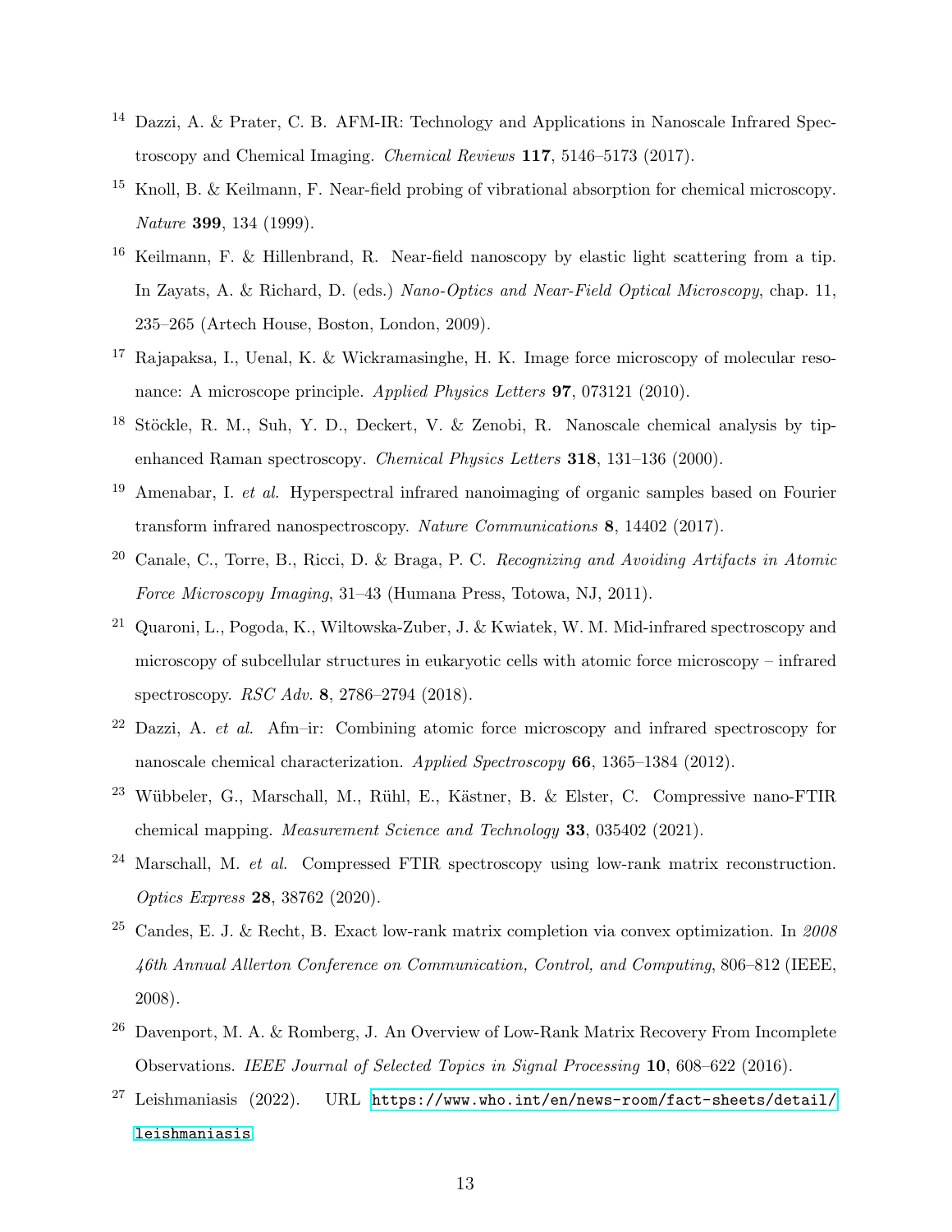[14] Dazzi, A. & Prater, C. B. AFM-IR: Technology and Applications in Nanoscale Infrared Spectroscopy and Chemical Imaging. *Chemical Reviews* **117**, 5146–5173 (2017).

[15] Knoll, B. & Keilmann, F. Near-field probing of vibrational absorption for chemical microscopy. *Nature* **399**, 134 (1999).

[16] Keilmann, F. & Hillenbrand, R. Near-field nanoscopy by elastic light scattering from a tip. In Zayats, A. & Richard, D. (eds.) *Nano-Optics and Near-Field Optical Microscopy*, chap. 11, 235–265 (Artech House, Boston, London, 2009).

[17] Rajapaksa, I., Uenal, K. & Wickramasinghe, H. K. Image force microscopy of molecular resonance: A microscope principle. *Applied Physics Letters* **97**, 073121 (2010).

[18] Stöckle, R. M., Suh, Y. D., Deckert, V. & Zenobi, R. Nanoscale chemical analysis by tip-enhanced Raman spectroscopy. *Chemical Physics Letters* **318**, 131–136 (2000).

[19] Amenabar, I. *et al.* Hyperspectral infrared nanoimaging of organic samples based on Fourier transform infrared nanospectroscopy. *Nature Communications* **8**, 14402 (2017).

[20] Canale, C., Torre, B., Ricci, D. & Braga, P. C. *Recognizing and Avoiding Artifacts in Atomic Force Microscopy Imaging*, 31–43 (Humana Press, Totowa, NJ, 2011).

[21] Quaroni, L., Pogoda, K., Wiltowska-Zuber, J. & Kwiatek, W. M. Mid-infrared spectroscopy and microscopy of subcellular structures in eukaryotic cells with atomic force microscopy – infrared spectroscopy. *RSC Adv.* **8**, 2786–2794 (2018).

[22] Dazzi, A. *et al.* Afm–ir: Combining atomic force microscopy and infrared spectroscopy for nanoscale chemical characterization. *Applied Spectroscopy* **66**, 1365–1384 (2012).

[23] Wübbeler, G., Marschall, M., Rühl, E., Kästner, B. & Elster, C. Compressive nano-FTIR chemical mapping. *Measurement Science and Technology* **33**, 035402 (2021).

[24] Marschall, M. *et al.* Compressed FTIR spectroscopy using low-rank matrix reconstruction. *Optics Express* **28**, 38762 (2020).

[25] Candes, E. J. & Recht, B. Exact low-rank matrix completion via convex optimization. In *2008 46th Annual Allerton Conference on Communication, Control, and Computing*, 806–812 (IEEE, 2008).

[26] Davenport, M. A. & Romberg, J. An Overview of Low-Rank Matrix Recovery From Incomplete Observations. *IEEE Journal of Selected Topics in Signal Processing* **10**, 608–622 (2016).

[27] Leishmaniasis (2022). URL https://www.who.int/en/news-room/fact-sheets/detail/leishmaniasis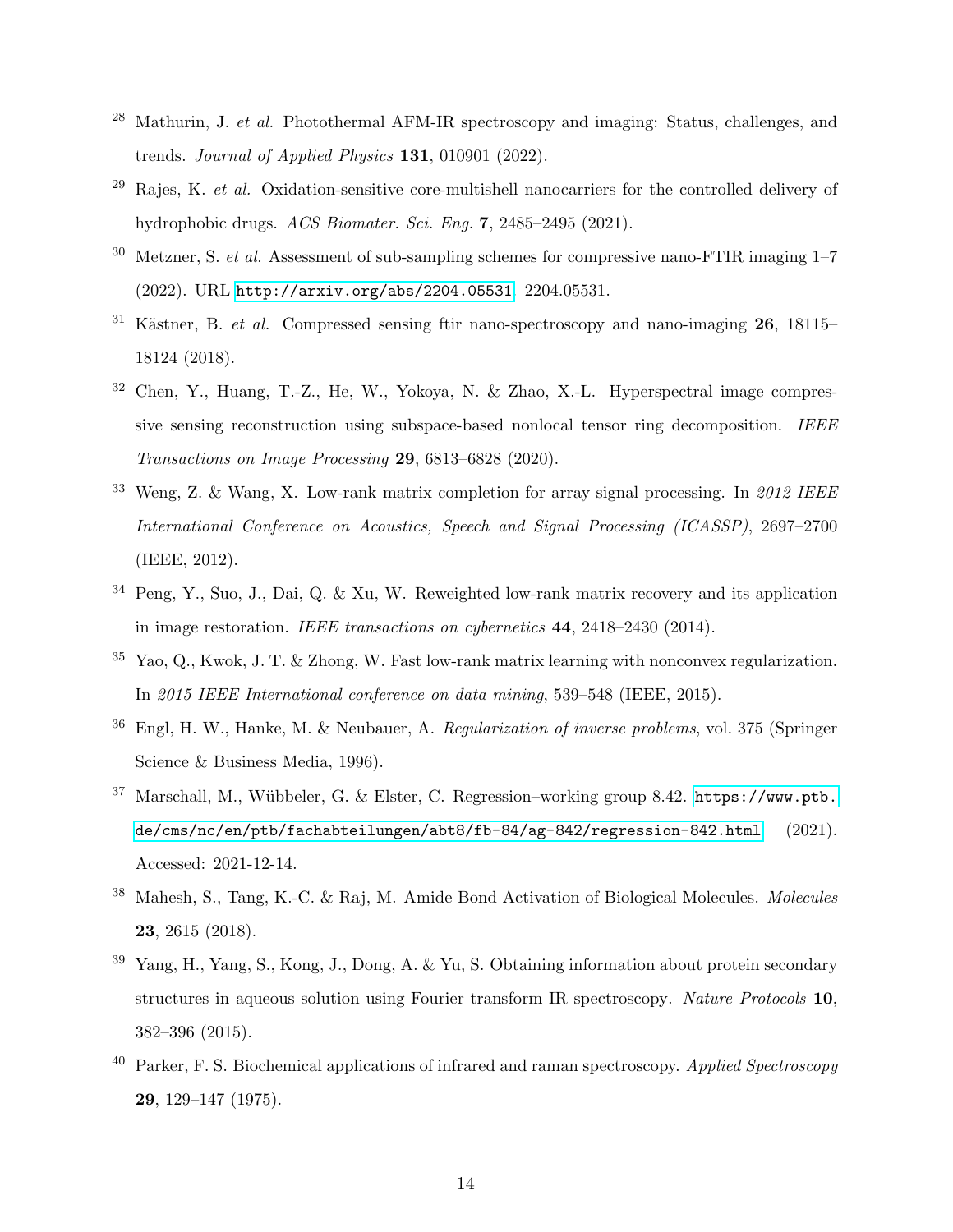[28] Mathurin, J. *et al.* Photothermal AFM-IR spectroscopy and imaging: Status, challenges, and trends. *Journal of Applied Physics* **131**, 010901 (2022).

[29] Rajes, K. *et al.* Oxidation-sensitive core-multishell nanocarriers for the controlled delivery of hydrophobic drugs. *ACS Biomater. Sci. Eng.* **7**, 2485–2495 (2021).

[30] Metzner, S. *et al.* Assessment of sub-sampling schemes for compressive nano-FTIR imaging 1–7 (2022). URL http://arxiv.org/abs/2204.05531. 2204.05531.

[31] Kästner, B. *et al.* Compressed sensing ftir nano-spectroscopy and nano-imaging **26**, 18115–18124 (2018).

[32] Chen, Y., Huang, T.-Z., He, W., Yokoya, N. & Zhao, X.-L. Hyperspectral image compressive sensing reconstruction using subspace-based nonlocal tensor ring decomposition. *IEEE Transactions on Image Processing* **29**, 6813–6828 (2020).

[33] Weng, Z. & Wang, X. Low-rank matrix completion for array signal processing. In *2012 IEEE International Conference on Acoustics, Speech and Signal Processing (ICASSP)*, 2697–2700 (IEEE, 2012).

[34] Peng, Y., Suo, J., Dai, Q. & Xu, W. Reweighted low-rank matrix recovery and its application in image restoration. *IEEE transactions on cybernetics* **44**, 2418–2430 (2014).

[35] Yao, Q., Kwok, J. T. & Zhong, W. Fast low-rank matrix learning with nonconvex regularization. In *2015 IEEE International conference on data mining*, 539–548 (IEEE, 2015).

[36] Engl, H. W., Hanke, M. & Neubauer, A. *Regularization of inverse problems*, vol. 375 (Springer Science & Business Media, 1996).

[37] Marschall, M., Wübbeler, G. & Elster, C. Regression–working group 8.42. https://www.ptb.de/cms/nc/en/ptb/fachabteilungen/abt8/fb-84/ag-842/regression-842.html (2021). Accessed: 2021-12-14.

[38] Mahesh, S., Tang, K.-C. & Raj, M. Amide Bond Activation of Biological Molecules. *Molecules* **23**, 2615 (2018).

[39] Yang, H., Yang, S., Kong, J., Dong, A. & Yu, S. Obtaining information about protein secondary structures in aqueous solution using Fourier transform IR spectroscopy. *Nature Protocols* **10**, 382–396 (2015).

[40] Parker, F. S. Biochemical applications of infrared and raman spectroscopy. *Applied Spectroscopy* **29**, 129–147 (1975).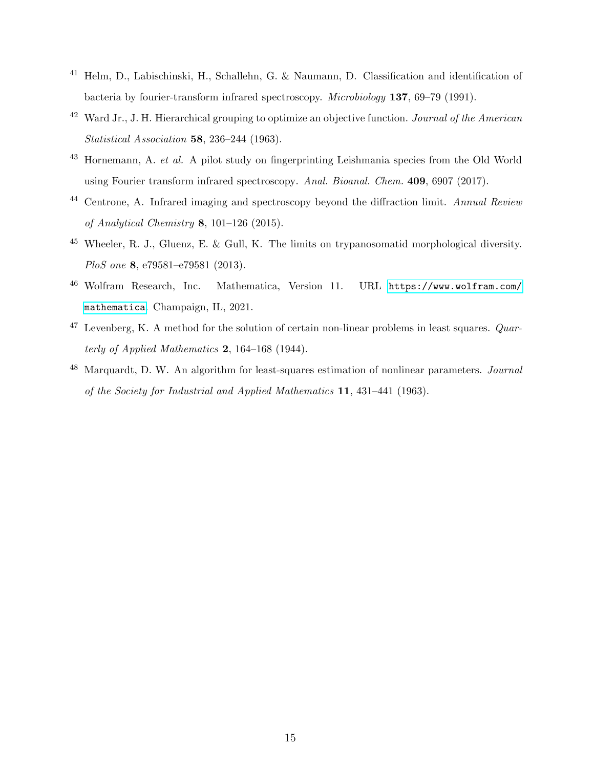[41] Helm, D., Labischinski, H., Schallehn, G. & Naumann, D. Classification and identification of bacteria by fourier-transform infrared spectroscopy. *Microbiology* **137**, 69–79 (1991).

[42] Ward Jr., J. H. Hierarchical grouping to optimize an objective function. *Journal of the American Statistical Association* **58**, 236–244 (1963).

[43] Hornemann, A. *et al.* A pilot study on fingerprinting Leishmania species from the Old World using Fourier transform infrared spectroscopy. *Anal. Bioanal. Chem.* **409**, 6907 (2017).

[44] Centrone, A. Infrared imaging and spectroscopy beyond the diffraction limit. *Annual Review of Analytical Chemistry* **8**, 101–126 (2015).

[45] Wheeler, R. J., Gluenz, E. & Gull, K. The limits on trypanosomatid morphological diversity. *PloS one* **8**, e79581–e79581 (2013).

[46] Wolfram Research, Inc. Mathematica, Version 11. URL https://www.wolfram.com/mathematica. Champaign, IL, 2021.

[47] Levenberg, K. A method for the solution of certain non-linear problems in least squares. *Quarterly of Applied Mathematics* **2**, 164–168 (1944).

[48] Marquardt, D. W. An algorithm for least-squares estimation of nonlinear parameters. *Journal of the Society for Industrial and Applied Mathematics* **11**, 431–441 (1963).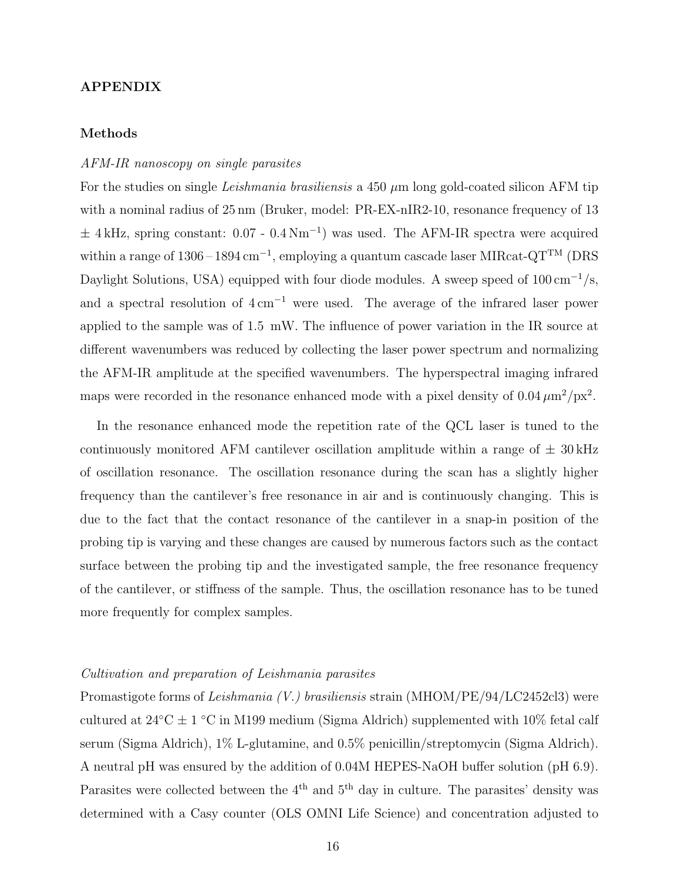## APPENDIX

### Methods

*AFM-IR nanoscopy on single parasites*

For the studies on single *Leishmania brasiliensis* a 450 $\mu$m long gold-coated silicon AFM tip with a nominal radius of 25 nm (Bruker, model: PR-EX-nIR2-10, resonance frequency of 13 $\pm$ 4 kHz, spring constant: 0.07 - 0.4 $\mathrm{N m^{-1}}$) was used. The AFM-IR spectra were acquired within a range of 1306 – 1894 $\mathrm{cm^{-1}}$, employing a quantum cascade laser MIRcat-QT$^{\mathrm{TM}}$ (DRS Daylight Solutions, USA) equipped with four diode modules. A sweep speed of 100 $\mathrm{cm^{-1}}$/s, and a spectral resolution of 4 $\mathrm{cm^{-1}}$ were used. The average of the infrared laser power applied to the sample was of 1.5 mW. The influence of power variation in the IR source at different wavenumbers was reduced by collecting the laser power spectrum and normalizing the AFM-IR amplitude at the specified wavenumbers. The hyperspectral imaging infrared maps were recorded in the resonance enhanced mode with a pixel density of 0.04 $\mu\mathrm{m}^2/\mathrm{px}^2$.

In the resonance enhanced mode the repetition rate of the QCL laser is tuned to the continuously monitored AFM cantilever oscillation amplitude within a range of $\pm$ 30 kHz of oscillation resonance. The oscillation resonance during the scan has a slightly higher frequency than the cantilever's free resonance in air and is continuously changing. This is due to the fact that the contact resonance of the cantilever in a snap-in position of the probing tip is varying and these changes are caused by numerous factors such as the contact surface between the probing tip and the investigated sample, the free resonance frequency of the cantilever, or stiffness of the sample. Thus, the oscillation resonance has to be tuned more frequently for complex samples.

*Cultivation and preparation of Leishmania parasites*

Promastigote forms of *Leishmania (V.) brasiliensis* strain (MHOM/PE/94/LC2452cl3) were cultured at 24°C $\pm$ 1 °C in M199 medium (Sigma Aldrich) supplemented with 10% fetal calf serum (Sigma Aldrich), 1% L-glutamine, and 0.5% penicillin/streptomycin (Sigma Aldrich). A neutral pH was ensured by the addition of 0.04M HEPES-NaOH buffer solution (pH 6.9). Parasites were collected between the 4$^{\mathrm{th}}$ and 5$^{\mathrm{th}}$ day in culture. The parasites' density was determined with a Casy counter (OLS OMNI Life Science) and concentration adjusted to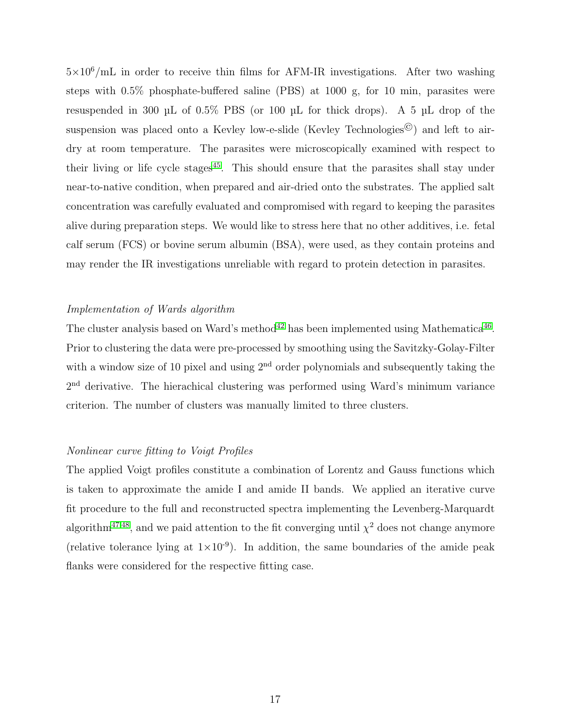$5{\times}10^6$/mL in order to receive thin films for AFM-IR investigations. After two washing steps with 0.5% phosphate-buffered saline (PBS) at 1000 g, for 10 min, parasites were resuspended in 300 µL of 0.5% PBS (or 100 µL for thick drops). A 5 µL drop of the suspension was placed onto a Kevley low-e-slide (Kevley Technologies©) and left to air-dry at room temperature. The parasites were microscopically examined with respect to their living or life cycle stages[45]. This should ensure that the parasites shall stay under near-to-native condition, when prepared and air-dried onto the substrates. The applied salt concentration was carefully evaluated and compromised with regard to keeping the parasites alive during preparation steps. We would like to stress here that no other additives, i.e. fetal calf serum (FCS) or bovine serum albumin (BSA), were used, as they contain proteins and may render the IR investigations unreliable with regard to protein detection in parasites.

*Implementation of Wards algorithm*

The cluster analysis based on Ward's method[42] has been implemented using Mathematica[46]. Prior to clustering the data were pre-processed by smoothing using the Savitzky-Golay-Filter with a window size of 10 pixel and using 2$^{nd}$ order polynomials and subsequently taking the 2$^{nd}$ derivative. The hierachical clustering was performed using Ward's minimum variance criterion. The number of clusters was manually limited to three clusters.

*Nonlinear curve fitting to Voigt Profiles*

The applied Voigt profiles constitute a combination of Lorentz and Gauss functions which is taken to approximate the amide I and amide II bands. We applied an iterative curve fit procedure to the full and reconstructed spectra implementing the Levenberg-Marquardt algorithm[47,48], and we paid attention to the fit converging until $\chi^2$ does not change anymore (relative tolerance lying at $1{\times}10^{-9}$). In addition, the same boundaries of the amide peak flanks were considered for the respective fitting case.